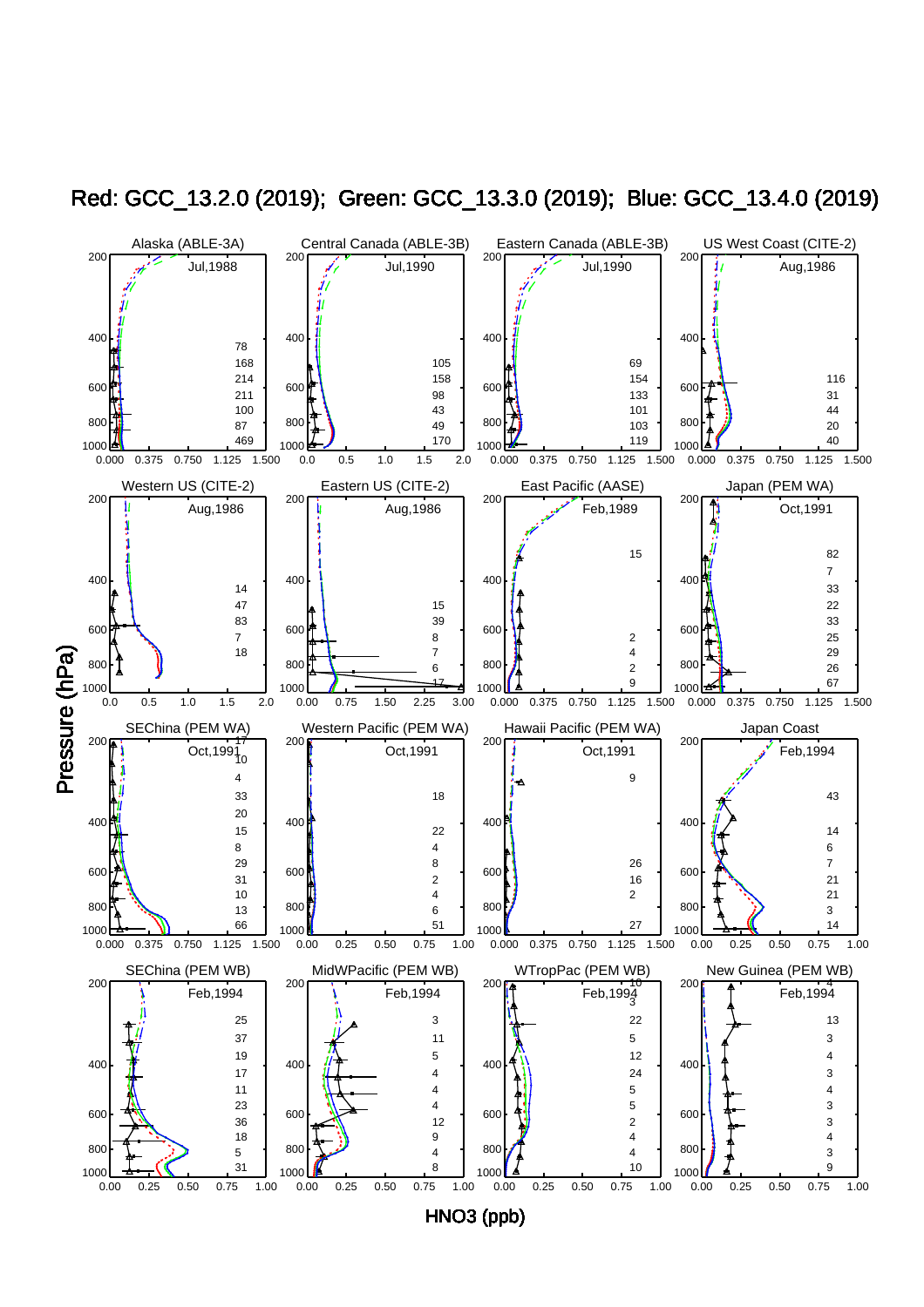Red: GCC_13.2.0 (2019); Green: GCC_13.3.0 (2019); Blue: GCC_13.4.0 (2019)

Alaska (ABLE-3A) Jul,1988

Central Canada (ABLE-3B) Jul,1990

Eastern Canada (ABLE-3B) Jul,1990

US West Coast (CITE-2) Aug,1986

Western US (CITE-2) Aug,1986

Eastern US (CITE-2) Aug,1986

East Pacific (AASE) Feb,1989

Japan (PEM WA) Oct,1991

SEChina (PEM WA) Oct,1991

Western Pacific (PEM WA) Oct,1991

Hawaii Pacific (PEM WA) Oct,1991

Japan Coast Feb,1994

SEChina (PEM WB) Feb,1994

MidWPacific (PEM WB) Feb,1994

WTropPac (PEM WB) Feb,1994

New Guinea (PEM WB) Feb,1994

Pressure (hPa)

HNO3 (ppb)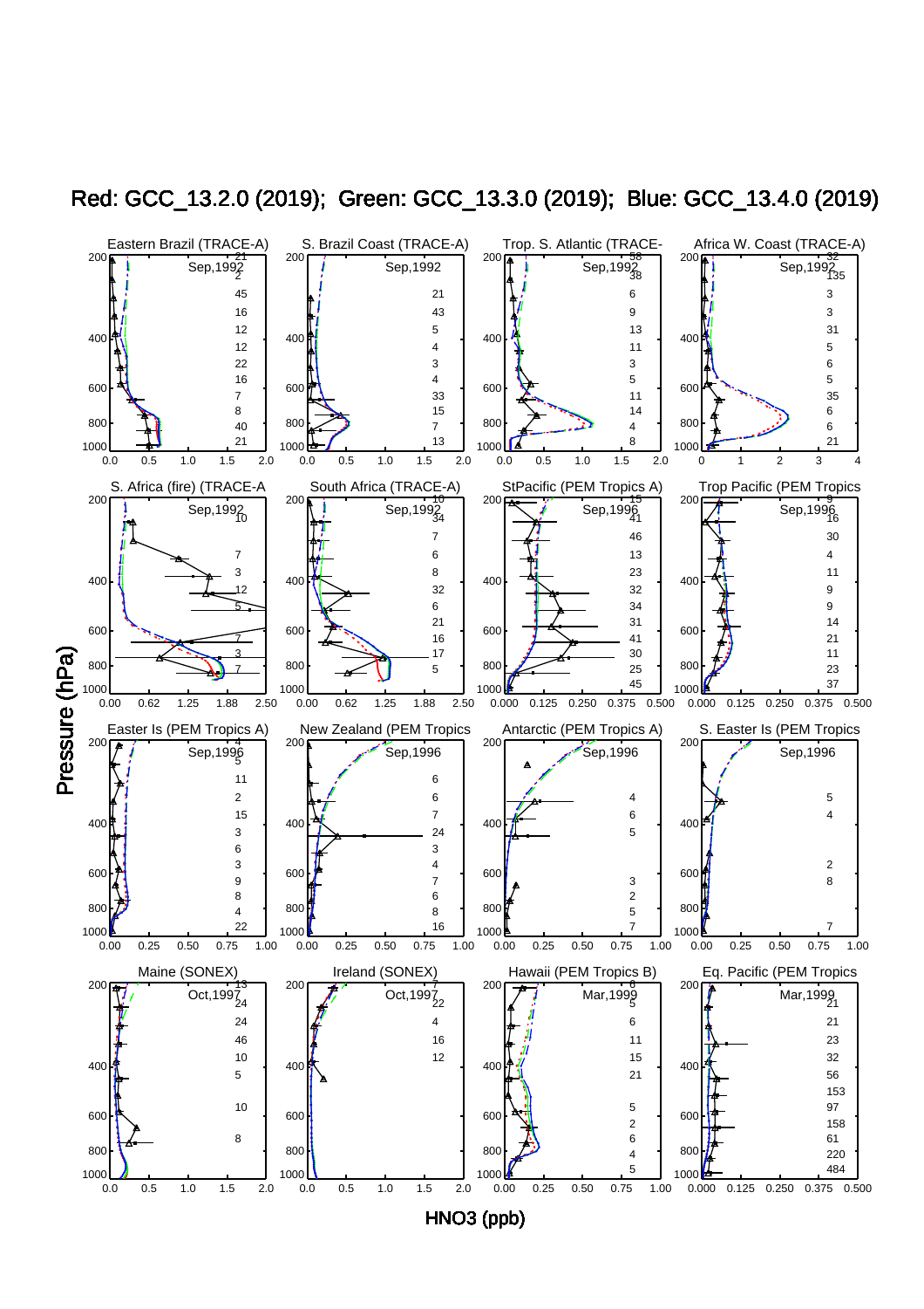Red: GCC_13.2.0 (2019); Green: GCC_13.3.0 (2019); Blue: GCC_13.4.0 (2019)

Eastern Brazil (TRACE-A) — Sep,1992

S. Brazil Coast (TRACE-A) — Sep,1992

Trop. S. Atlantic (TRACE- — Sep,1992

Africa W. Coast (TRACE-A) — Sep,1992

S. Africa (fire) (TRACE-A — Sep,1992

South Africa (TRACE-A) — Sep,1992

StPacific (PEM Tropics A) — Sep,1996

Trop Pacific (PEM Tropics — Sep,1996

Easter Is (PEM Tropics A) — Sep,1996

New Zealand (PEM Tropics — Sep,1996

Antarctic (PEM Tropics A) — Sep,1996

S. Easter Is (PEM Tropics — Sep,1996

Maine (SONEX) — Oct,1997

Ireland (SONEX) — Oct,1997

Hawaii (PEM Tropics B) — Mar,1999

Eq. Pacific (PEM Tropics — Mar,1999

Pressure (hPa)

HNO3 (ppb)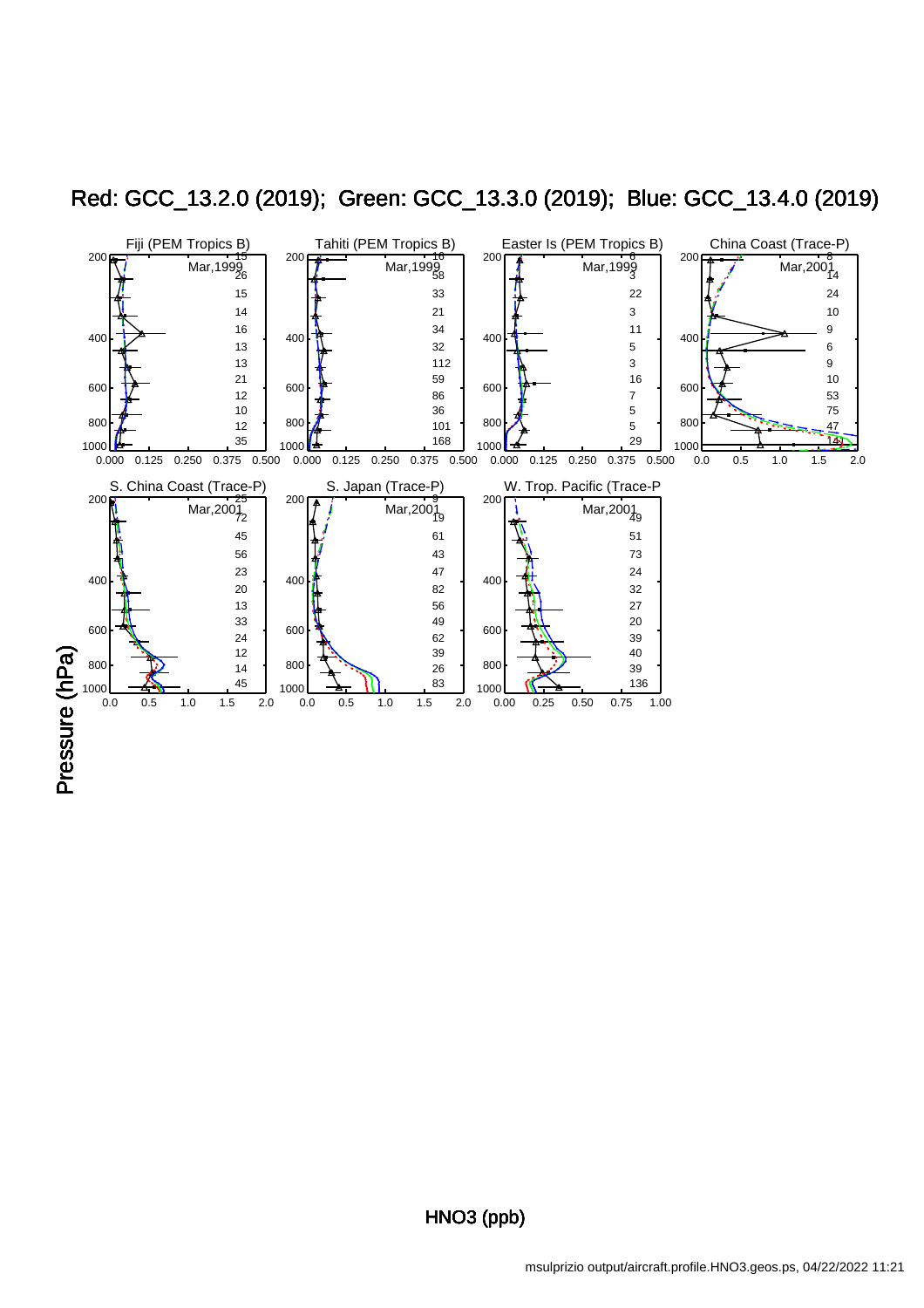Red: GCC_13.2.0 (2019); Green: GCC_13.3.0 (2019); Blue: GCC_13.4.0 (2019)

Fiji (PEM Tropics B)

Mar,1999

15
26
15
14
16
13
13
21
12
10
12
35

Tahiti (PEM Tropics B)

Mar,1999

16
58
33
21
34
32
112
59
86
36
101
168

Easter Is (PEM Tropics B)

Mar,1999

6
3
22
3
11
5
3
16
7
5
5
29

China Coast (Trace-P)

Mar,2001

6
14
24
10
9
6
9
10
53
75
47
14

S. China Coast (Trace-P)

Mar,2001

25
72
45
56
23
20
13
33
24
12
14
45

S. Japan (Trace-P)

Mar,2001

9
19
61
43
47
82
56
49
62
39
26
83

W. Trop. Pacific (Trace-P

Mar,2001

49
51
73
24
32
27
20
39
40
39
136

200
400
600
800
1000

0.000 0.125 0.250 0.375 0.500

0.0 0.5 1.0 1.5 2.0

0.00 0.25 0.50 0.75 1.00

Pressure (hPa)

HNO3 (ppb)

msulprizio output/aircraft.profile.HNO3.geos.ps, 04/22/2022 11:21